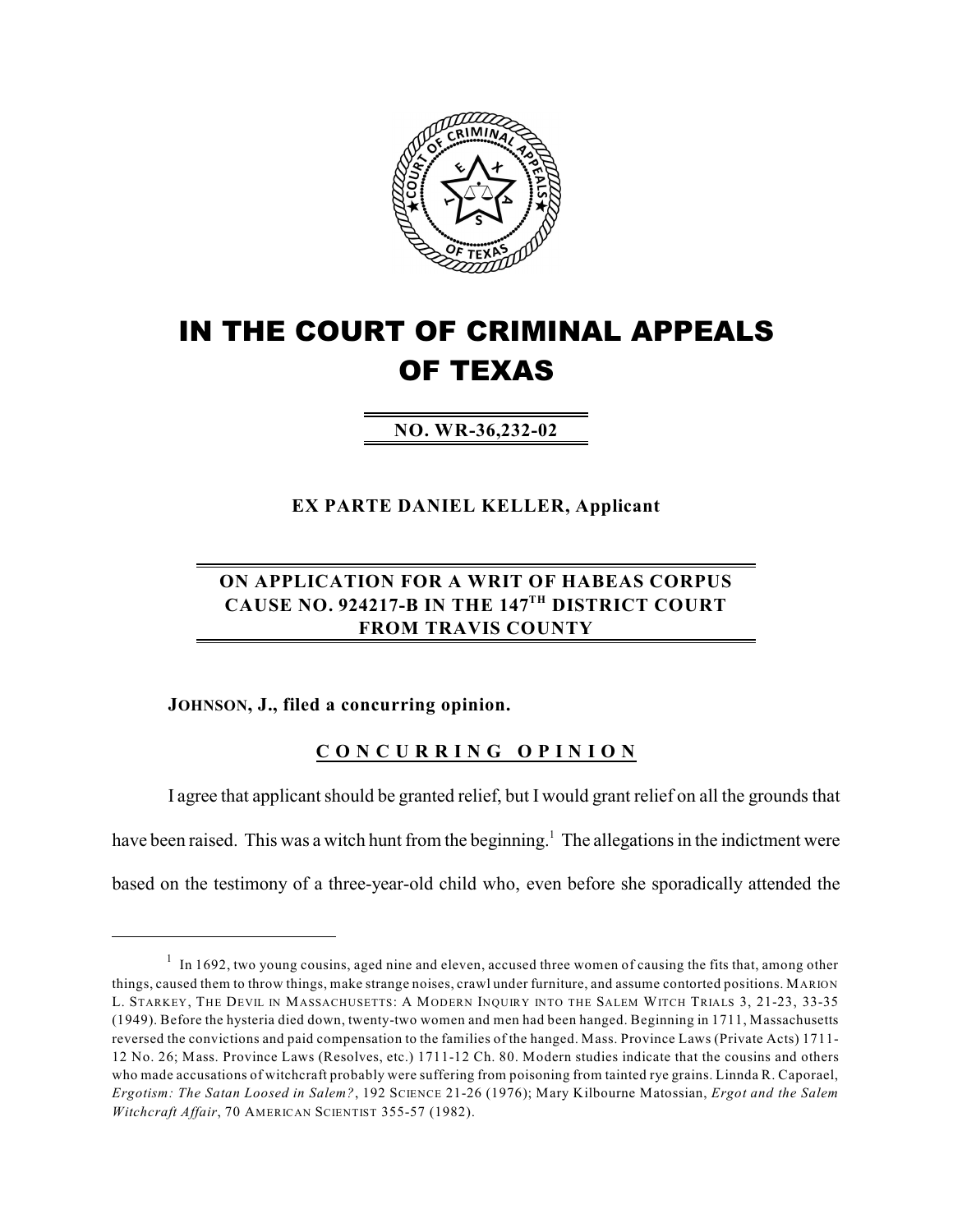# IN THE COURT OF CRIMINAL APPEALS OF TEXAS

**NO. WR-36,232-02**

**EX PARTE DANIEL KELLER, Applicant**

**ON APPLICATION FOR A WRIT OF HABEAS CORPUS CAUSE NO. 924217-B IN THE 147TH DISTRICT COURT FROM TRAVIS COUNTY**

**JOHNSON, J., filed a concurring opinion.**

**CONCURRING OPINION**

I agree that applicant should be granted relief, but I would grant relief on all the grounds that have been raised. This was a witch hunt from the beginning.[1] The allegations in the indictment were based on the testimony of a three-year-old child who, even before she sporadically attended the

---

[1] In 1692, two young cousins, aged nine and eleven, accused three women of causing the fits that, among other things, caused them to throw things, make strange noises, crawl under furniture, and assume contorted positions. MARION L. STARKEY, THE DEVIL IN MASSACHUSETTS: A MODERN INQUIRY INTO THE SALEM WITCH TRIALS 3, 21-23, 33-35 (1949). Before the hysteria died down, twenty-two women and men had been hanged. Beginning in 1711, Massachusetts reversed the convictions and paid compensation to the families of the hanged. Mass. Province Laws (Private Acts) 1711-12 No. 26; Mass. Province Laws (Resolves, etc.) 1711-12 Ch. 80. Modern studies indicate that the cousins and others who made accusations of witchcraft probably were suffering from poisoning from tainted rye grains. Linnda R. Caporael, *Ergotism: The Satan Loosed in Salem?*, 192 SCIENCE 21-26 (1976); Mary Kilbourne Matossian, *Ergot and the Salem Witchcraft Affair*, 70 AMERICAN SCIENTIST 355-57 (1982).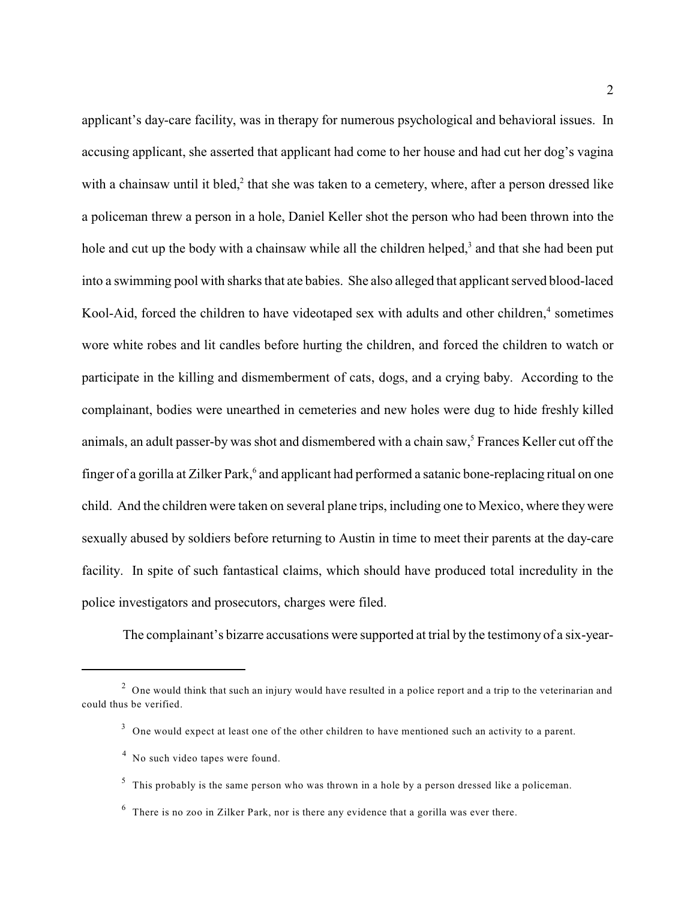applicant's day-care facility, was in therapy for numerous psychological and behavioral issues. In accusing applicant, she asserted that applicant had come to her house and had cut her dog's vagina with a chainsaw until it bled,[2] that she was taken to a cemetery, where, after a person dressed like a policeman threw a person in a hole, Daniel Keller shot the person who had been thrown into the hole and cut up the body with a chainsaw while all the children helped,[3] and that she had been put into a swimming pool with sharks that ate babies. She also alleged that applicant served blood-laced Kool-Aid, forced the children to have videotaped sex with adults and other children,[4] sometimes wore white robes and lit candles before hurting the children, and forced the children to watch or participate in the killing and dismemberment of cats, dogs, and a crying baby. According to the complainant, bodies were unearthed in cemeteries and new holes were dug to hide freshly killed animals, an adult passer-by was shot and dismembered with a chain saw,[5] Frances Keller cut off the finger of a gorilla at Zilker Park,[6] and applicant had performed a satanic bone-replacing ritual on one child. And the children were taken on several plane trips, including one to Mexico, where they were sexually abused by soldiers before returning to Austin in time to meet their parents at the day-care facility. In spite of such fantastical claims, which should have produced total incredulity in the police investigators and prosecutors, charges were filed.

The complainant's bizarre accusations were supported at trial by the testimony of a six-year-

---

[2] One would think that such an injury would have resulted in a police report and a trip to the veterinarian and could thus be verified.

[3] One would expect at least one of the other children to have mentioned such an activity to a parent.

[4] No such video tapes were found.

[5] This probably is the same person who was thrown in a hole by a person dressed like a policeman.

[6] There is no zoo in Zilker Park, nor is there any evidence that a gorilla was ever there.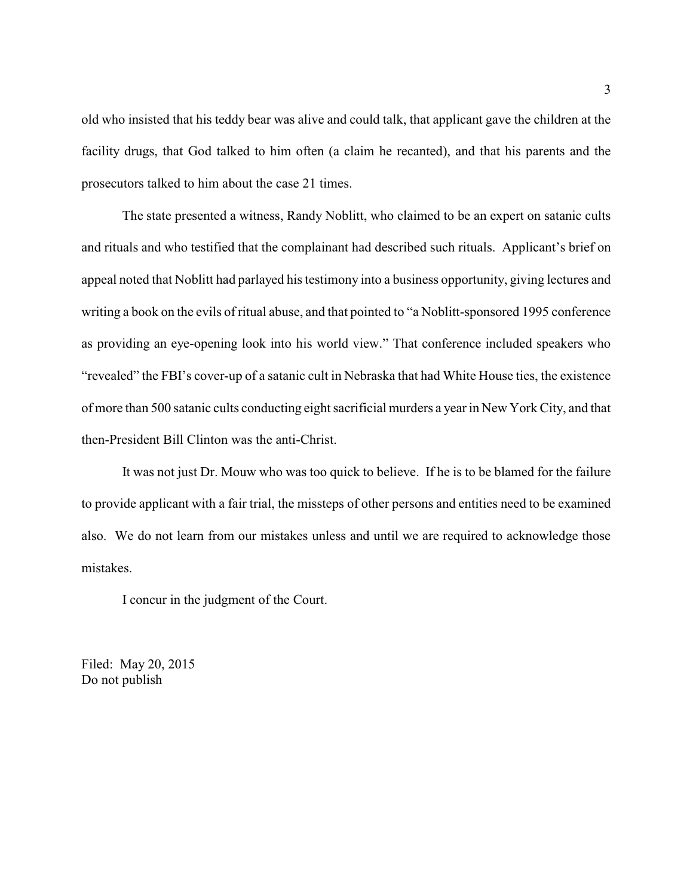old who insisted that his teddy bear was alive and could talk, that applicant gave the children at the facility drugs, that God talked to him often (a claim he recanted), and that his parents and the prosecutors talked to him about the case 21 times.

The state presented a witness, Randy Noblitt, who claimed to be an expert on satanic cults and rituals and who testified that the complainant had described such rituals. Applicant's brief on appeal noted that Noblitt had parlayed his testimony into a business opportunity, giving lectures and writing a book on the evils of ritual abuse, and that pointed to "a Noblitt-sponsored 1995 conference as providing an eye-opening look into his world view." That conference included speakers who "revealed" the FBI's cover-up of a satanic cult in Nebraska that had White House ties, the existence of more than 500 satanic cults conducting eight sacrificial murders a year in New York City, and that then-President Bill Clinton was the anti-Christ.

It was not just Dr. Mouw who was too quick to believe. If he is to be blamed for the failure to provide applicant with a fair trial, the missteps of other persons and entities need to be examined also. We do not learn from our mistakes unless and until we are required to acknowledge those mistakes.

I concur in the judgment of the Court.

Filed: May 20, 2015
Do not publish